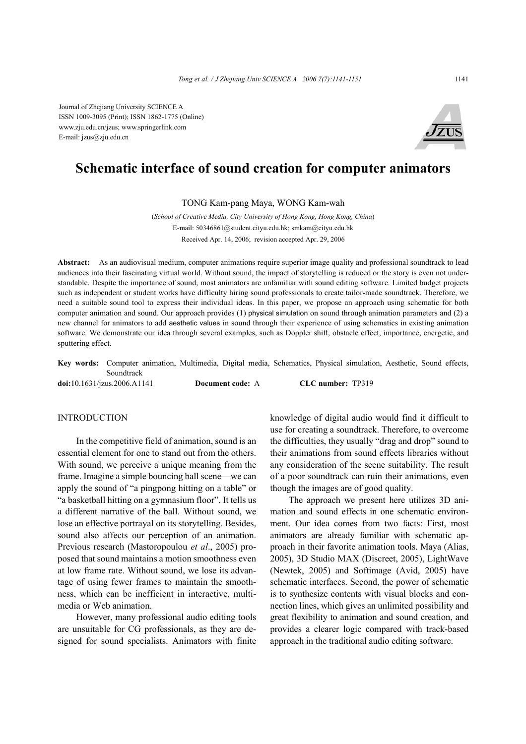Journal of Zhejiang University SCIENCE A
ISSN 1009-3095 (Print); ISSN 1862-1775 (Online)
www.zju.edu.cn/jzus; www.springerlink.com
E-mail: jzus@zju.edu.cn

# Schematic interface of sound creation for computer animators

TONG Kam-pang Maya, WONG Kam-wah

(*School of Creative Media, City University of Hong Kong, Hong Kong, China*)
E-mail: 50346861@student.cityu.edu.hk; smkam@cityu.edu.hk
Received Apr. 14, 2006; revision accepted Apr. 29, 2006

**Abstract:** As an audiovisual medium, computer animations require superior image quality and professional soundtrack to lead audiences into their fascinating virtual world. Without sound, the impact of storytelling is reduced or the story is even not understandable. Despite the importance of sound, most animators are unfamiliar with sound editing software. Limited budget projects such as independent or student works have difficulty hiring sound professionals to create tailor-made soundtrack. Therefore, we need a suitable sound tool to express their individual ideas. In this paper, we propose an approach using schematic for both computer animation and sound. Our approach provides (1) physical simulation on sound through animation parameters and (2) a new channel for animators to add aesthetic values in sound through their experience of using schematics in existing animation software. We demonstrate our idea through several examples, such as Doppler shift, obstacle effect, importance, energetic, and sputtering effect.

**Key words:** Computer animation, Multimedia, Digital media, Schematics, Physical simulation, Aesthetic, Sound effects, Soundtrack

**doi:**10.1631/jzus.2006.A1141 **Document code:** A **CLC number:** TP319

## INTRODUCTION

In the competitive field of animation, sound is an essential element for one to stand out from the others. With sound, we perceive a unique meaning from the frame. Imagine a simple bouncing ball scene—we can apply the sound of "a pingpong hitting on a table" or "a basketball hitting on a gymnasium floor". It tells us a different narrative of the ball. Without sound, we lose an effective portrayal on its storytelling. Besides, sound also affects our perception of an animation. Previous research (Mastoropoulou *et al*., 2005) proposed that sound maintains a motion smoothness even at low frame rate. Without sound, we lose its advantage of using fewer frames to maintain the smoothness, which can be inefficient in interactive, multimedia or Web animation.

However, many professional audio editing tools are unsuitable for CG professionals, as they are designed for sound specialists. Animators with finite knowledge of digital audio would find it difficult to use for creating a soundtrack. Therefore, to overcome the difficulties, they usually "drag and drop" sound to their animations from sound effects libraries without any consideration of the scene suitability. The result of a poor soundtrack can ruin their animations, even though the images are of good quality.

The approach we present here utilizes 3D animation and sound effects in one schematic environment. Our idea comes from two facts: First, most animators are already familiar with schematic approach in their favorite animation tools. Maya (Alias, 2005), 3D Studio MAX (Discreet, 2005), LightWave (Newtek, 2005) and Softimage (Avid, 2005) have schematic interfaces. Second, the power of schematic is to synthesize contents with visual blocks and connection lines, which gives an unlimited possibility and great flexibility to animation and sound creation, and provides a clearer logic compared with track-based approach in the traditional audio editing software.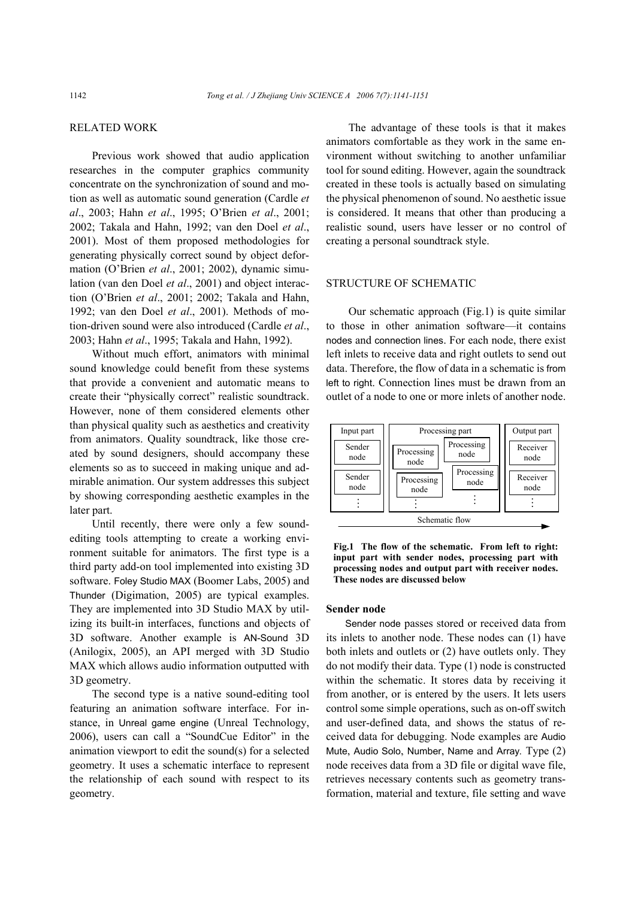## RELATED WORK

Previous work showed that audio application researches in the computer graphics community concentrate on the synchronization of sound and motion as well as automatic sound generation (Cardle *et al*., 2003; Hahn *et al*., 1995; O'Brien *et al*., 2001; 2002; Takala and Hahn, 1992; van den Doel *et al*., 2001). Most of them proposed methodologies for generating physically correct sound by object deformation (O'Brien *et al*., 2001; 2002), dynamic simulation (van den Doel *et al*., 2001) and object interaction (O'Brien *et al*., 2001; 2002; Takala and Hahn, 1992; van den Doel *et al*., 2001). Methods of motion-driven sound were also introduced (Cardle *et al*., 2003; Hahn *et al*., 1995; Takala and Hahn, 1992).

Without much effort, animators with minimal sound knowledge could benefit from these systems that provide a convenient and automatic means to create their "physically correct" realistic soundtrack. However, none of them considered elements other than physical quality such as aesthetics and creativity from animators. Quality soundtrack, like those created by sound designers, should accompany these elements so as to succeed in making unique and admirable animation. Our system addresses this subject by showing corresponding aesthetic examples in the later part.

Until recently, there were only a few sound-editing tools attempting to create a working environment suitable for animators. The first type is a third party add-on tool implemented into existing 3D software. Foley Studio MAX (Boomer Labs, 2005) and Thunder (Digimation, 2005) are typical examples. They are implemented into 3D Studio MAX by utilizing its built-in interfaces, functions and objects of 3D software. Another example is AN-Sound 3D (Anilogix, 2005), an API merged with 3D Studio MAX which allows audio information outputted with 3D geometry.

The second type is a native sound-editing tool featuring an animation software interface. For instance, in Unreal game engine (Unreal Technology, 2006), users can call a "SoundCue Editor" in the animation viewport to edit the sound(s) for a selected geometry. It uses a schematic interface to represent the relationship of each sound with respect to its geometry.

The advantage of these tools is that it makes animators comfortable as they work in the same environment without switching to another unfamiliar tool for sound editing. However, again the soundtrack created in these tools is actually based on simulating the physical phenomenon of sound. No aesthetic issue is considered. It means that other than producing a realistic sound, users have lesser or no control of creating a personal soundtrack style.

## STRUCTURE OF SCHEMATIC

Our schematic approach (Fig.1) is quite similar to those in other animation software—it contains nodes and connection lines. For each node, there exist left inlets to receive data and right outlets to send out data. Therefore, the flow of data in a schematic is from left to right. Connection lines must be drawn from an outlet of a node to one or more inlets of another node.

| Input part | Processing part | Output part |
| --- | --- | --- |
| Sender node | Processing node, Processing node | Receiver node |
| Sender node | Processing node, Processing node | Receiver node |
| ⋮ | ⋮ | ⋮ |

Schematic flow →

**Fig.1 The flow of the schematic. From left to right: input part with sender nodes, processing part with processing nodes and output part with receiver nodes. These nodes are discussed below**

### Sender node

Sender node passes stored or received data from its inlets to another node. These nodes can (1) have both inlets and outlets or (2) have outlets only. They do not modify their data. Type (1) node is constructed within the schematic. It stores data by receiving it from another, or is entered by the users. It lets users control some simple operations, such as on-off switch and user-defined data, and shows the status of received data for debugging. Node examples are Audio Mute, Audio Solo, Number, Name and Array. Type (2) node receives data from a 3D file or digital wave file, retrieves necessary contents such as geometry transformation, material and texture, file setting and wave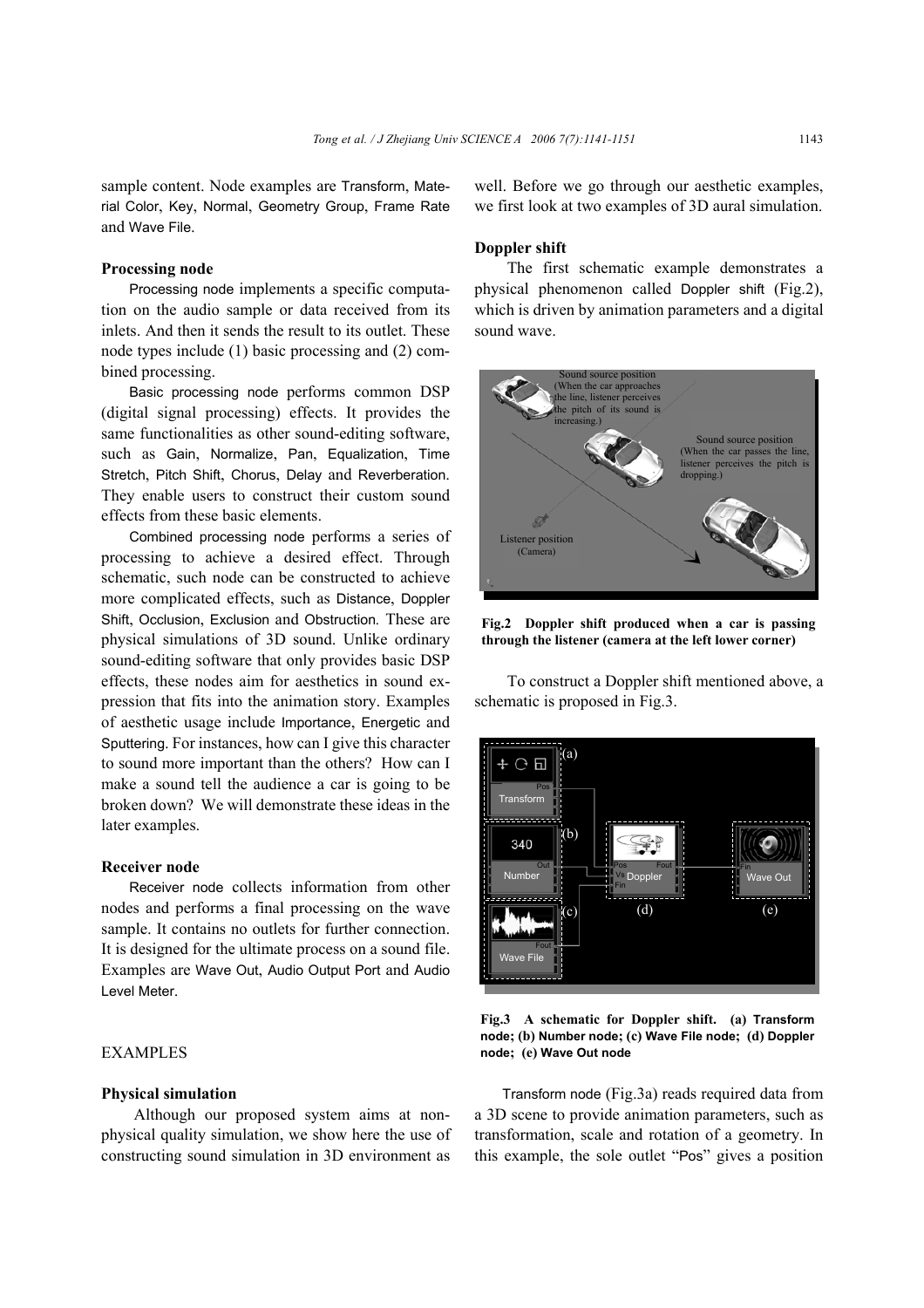sample content. Node examples are Transform, Material Color, Key, Normal, Geometry Group, Frame Rate and Wave File.

### Processing node

Processing node implements a specific computation on the audio sample or data received from its inlets. And then it sends the result to its outlet. These node types include (1) basic processing and (2) combined processing.

Basic processing node performs common DSP (digital signal processing) effects. It provides the same functionalities as other sound-editing software, such as Gain, Normalize, Pan, Equalization, Time Stretch, Pitch Shift, Chorus, Delay and Reverberation. They enable users to construct their custom sound effects from these basic elements.

Combined processing node performs a series of processing to achieve a desired effect. Through schematic, such node can be constructed to achieve more complicated effects, such as Distance, Doppler Shift, Occlusion, Exclusion and Obstruction. These are physical simulations of 3D sound. Unlike ordinary sound-editing software that only provides basic DSP effects, these nodes aim for aesthetics in sound expression that fits into the animation story. Examples of aesthetic usage include Importance, Energetic and Sputtering. For instances, how can I give this character to sound more important than the others? How can I make a sound tell the audience a car is going to be broken down? We will demonstrate these ideas in the later examples.

### Receiver node

Receiver node collects information from other nodes and performs a final processing on the wave sample. It contains no outlets for further connection. It is designed for the ultimate process on a sound file. Examples are Wave Out, Audio Output Port and Audio Level Meter.

## EXAMPLES

### Physical simulation

Although our proposed system aims at non-physical quality simulation, we show here the use of constructing sound simulation in 3D environment as well. Before we go through our aesthetic examples, we first look at two examples of 3D aural simulation.

### Doppler shift

The first schematic example demonstrates a physical phenomenon called Doppler shift (Fig.2), which is driven by animation parameters and a digital sound wave.

**Fig.2 Doppler shift produced when a car is passing through the listener (camera at the left lower corner)**

To construct a Doppler shift mentioned above, a schematic is proposed in Fig.3.

**Fig.3 A schematic for Doppler shift. (a) Transform node; (b) Number node; (c) Wave File node; (d) Doppler node; (e) Wave Out node**

Transform node (Fig.3a) reads required data from a 3D scene to provide animation parameters, such as transformation, scale and rotation of a geometry. In this example, the sole outlet "Pos" gives a position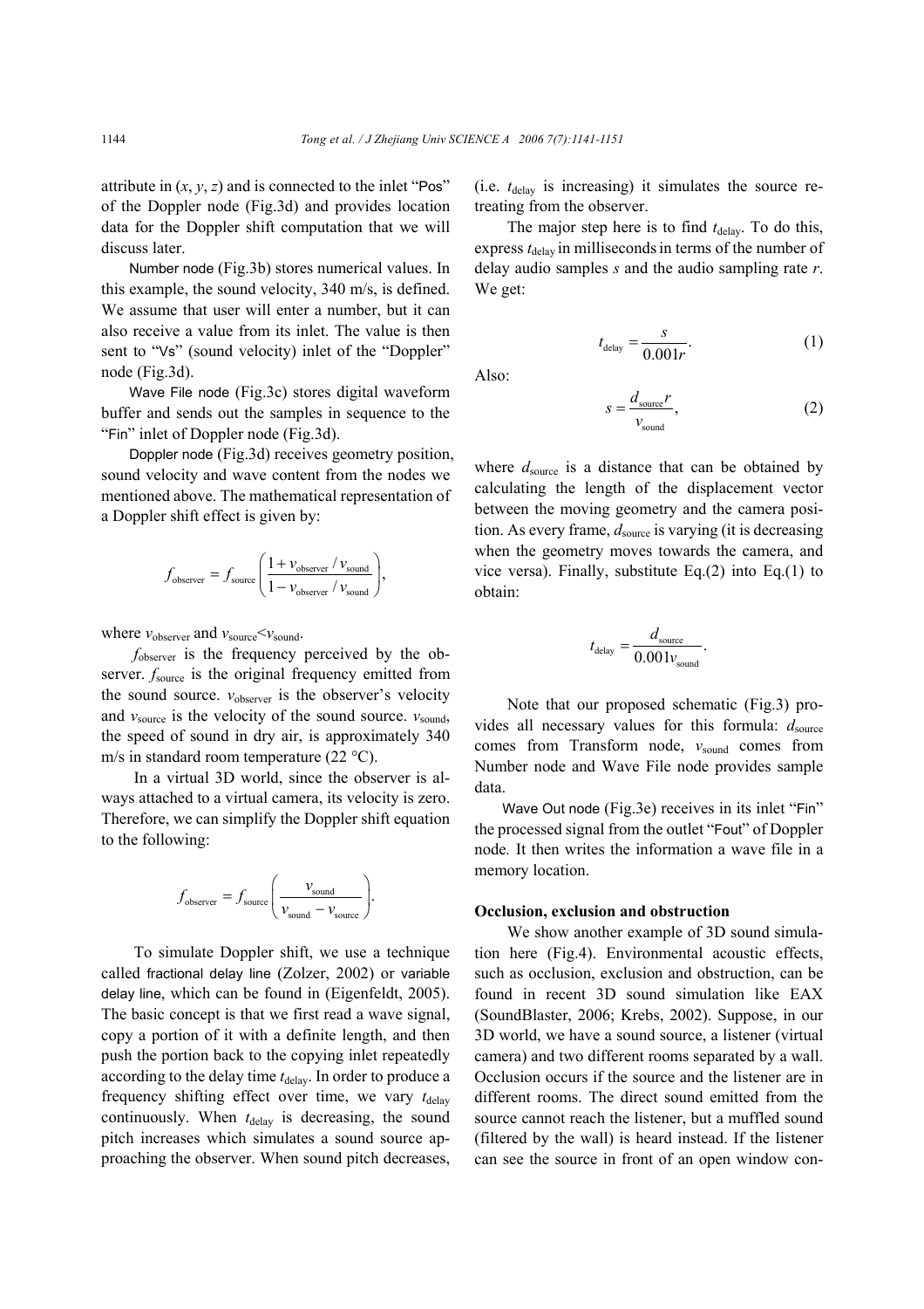attribute in ($x$, $y$, $z$) and is connected to the inlet "Pos" of the Doppler node (Fig.3d) and provides location data for the Doppler shift computation that we will discuss later.

Number node (Fig.3b) stores numerical values. In this example, the sound velocity, 340 m/s, is defined. We assume that user will enter a number, but it can also receive a value from its inlet. The value is then sent to "Vs" (sound velocity) inlet of the "Doppler" node (Fig.3d).

Wave File node (Fig.3c) stores digital waveform buffer and sends out the samples in sequence to the "Fin" inlet of Doppler node (Fig.3d).

Doppler node (Fig.3d) receives geometry position, sound velocity and wave content from the nodes we mentioned above. The mathematical representation of a Doppler shift effect is given by:

$$f_{\text{observer}} = f_{\text{source}} \left( \frac{1 + v_{\text{observer}} / v_{\text{sound}}}{1 - v_{\text{observer}} / v_{\text{sound}}} \right),$$

where $v_{\text{observer}}$ and $v_{\text{source}} < v_{\text{sound}}$.

$f_{\text{observer}}$ is the frequency perceived by the observer. $f_{\text{source}}$ is the original frequency emitted from the sound source. $v_{\text{observer}}$ is the observer's velocity and $v_{\text{source}}$ is the velocity of the sound source. $v_{\text{sound}}$, the speed of sound in dry air, is approximately 340 m/s in standard room temperature (22 °C).

In a virtual 3D world, since the observer is always attached to a virtual camera, its velocity is zero. Therefore, we can simplify the Doppler shift equation to the following:

$$f_{\text{observer}} = f_{\text{source}} \left( \frac{v_{\text{sound}}}{v_{\text{sound}} - v_{\text{source}}} \right).$$

To simulate Doppler shift, we use a technique called fractional delay line (Zolzer, 2002) or variable delay line, which can be found in (Eigenfeldt, 2005). The basic concept is that we first read a wave signal, copy a portion of it with a definite length, and then push the portion back to the copying inlet repeatedly according to the delay time $t_{\text{delay}}$. In order to produce a frequency shifting effect over time, we vary $t_{\text{delay}}$ continuously. When $t_{\text{delay}}$ is decreasing, the sound pitch increases which simulates a sound source approaching the observer. When sound pitch decreases, (i.e. $t_{\text{delay}}$ is increasing) it simulates the source retreating from the observer.

The major step here is to find $t_{\text{delay}}$. To do this, express $t_{\text{delay}}$ in milliseconds in terms of the number of delay audio samples $s$ and the audio sampling rate $r$. We get:

$$t_{\text{delay}} = \frac{s}{0.001r}. \tag{1}$$

Also:

$$s = \frac{d_{\text{source}} r}{v_{\text{sound}}}, \tag{2}$$

where $d_{\text{source}}$ is a distance that can be obtained by calculating the length of the displacement vector between the moving geometry and the camera position. As every frame, $d_{\text{source}}$ is varying (it is decreasing when the geometry moves towards the camera, and vice versa). Finally, substitute Eq.(2) into Eq.(1) to obtain:

$$t_{\text{delay}} = \frac{d_{\text{source}}}{0.001 v_{\text{sound}}}.$$

Note that our proposed schematic (Fig.3) provides all necessary values for this formula: $d_{\text{source}}$ comes from Transform node, $v_{\text{sound}}$ comes from Number node and Wave File node provides sample data.

Wave Out node (Fig.3e) receives in its inlet "Fin" the processed signal from the outlet "Fout" of Doppler node. It then writes the information a wave file in a memory location.

**Occlusion, exclusion and obstruction**

We show another example of 3D sound simulation here (Fig.4). Environmental acoustic effects, such as occlusion, exclusion and obstruction, can be found in recent 3D sound simulation like EAX (SoundBlaster, 2006; Krebs, 2002). Suppose, in our 3D world, we have a sound source, a listener (virtual camera) and two different rooms separated by a wall. Occlusion occurs if the source and the listener are in different rooms. The direct sound emitted from the source cannot reach the listener, but a muffled sound (filtered by the wall) is heard instead. If the listener can see the source in front of an open window con-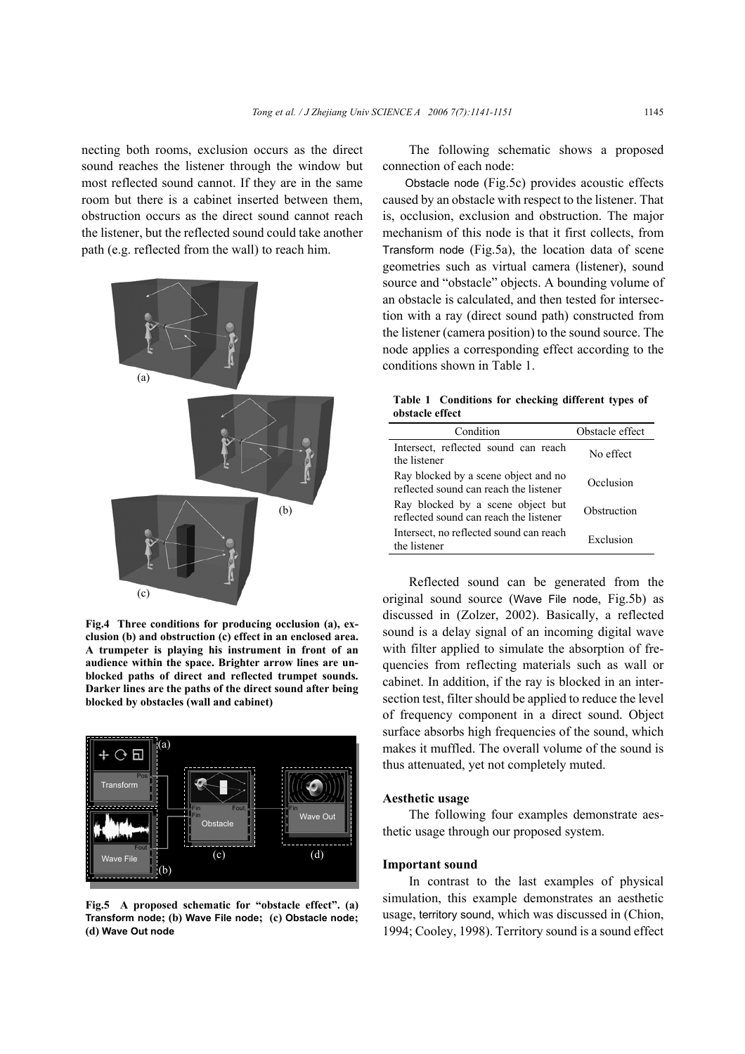necting both rooms, exclusion occurs as the direct sound reaches the listener through the window but most reflected sound cannot. If they are in the same room but there is a cabinet inserted between them, obstruction occurs as the direct sound cannot reach the listener, but the reflected sound could take another path (e.g. reflected from the wall) to reach him.

**Fig.4 Three conditions for producing occlusion (a), exclusion (b) and obstruction (c) effect in an enclosed area. A trumpeter is playing his instrument in front of an audience within the space. Brighter arrow lines are unblocked paths of direct and reflected trumpet sounds. Darker lines are the paths of the direct sound after being blocked by obstacles (wall and cabinet)**

**Fig.5 A proposed schematic for "obstacle effect". (a) Transform node; (b) Wave File node; (c) Obstacle node; (d) Wave Out node**

The following schematic shows a proposed connection of each node:

Obstacle node (Fig.5c) provides acoustic effects caused by an obstacle with respect to the listener. That is, occlusion, exclusion and obstruction. The major mechanism of this node is that it first collects, from Transform node (Fig.5a), the location data of scene geometries such as virtual camera (listener), sound source and "obstacle" objects. A bounding volume of an obstacle is calculated, and then tested for intersection with a ray (direct sound path) constructed from the listener (camera position) to the sound source. The node applies a corresponding effect according to the conditions shown in Table 1.

**Table 1 Conditions for checking different types of obstacle effect**

| Condition | Obstacle effect |
|---|---|
| Intersect, reflected sound can reach the listener | No effect |
| Ray blocked by a scene object and no reflected sound can reach the listener | Occlusion |
| Ray blocked by a scene object but reflected sound can reach the listener | Obstruction |
| Intersect, no reflected sound can reach the listener | Exclusion |

Reflected sound can be generated from the original sound source (Wave File node, Fig.5b) as discussed in (Zolzer, 2002). Basically, a reflected sound is a delay signal of an incoming digital wave with filter applied to simulate the absorption of frequencies from reflecting materials such as wall or cabinet. In addition, if the ray is blocked in an intersection test, filter should be applied to reduce the level of frequency component in a direct sound. Object surface absorbs high frequencies of the sound, which makes it muffled. The overall volume of the sound is thus attenuated, yet not completely muted.

### Aesthetic usage

The following four examples demonstrate aesthetic usage through our proposed system.

### Important sound

In contrast to the last examples of physical simulation, this example demonstrates an aesthetic usage, territory sound, which was discussed in (Chion, 1994; Cooley, 1998). Territory sound is a sound effect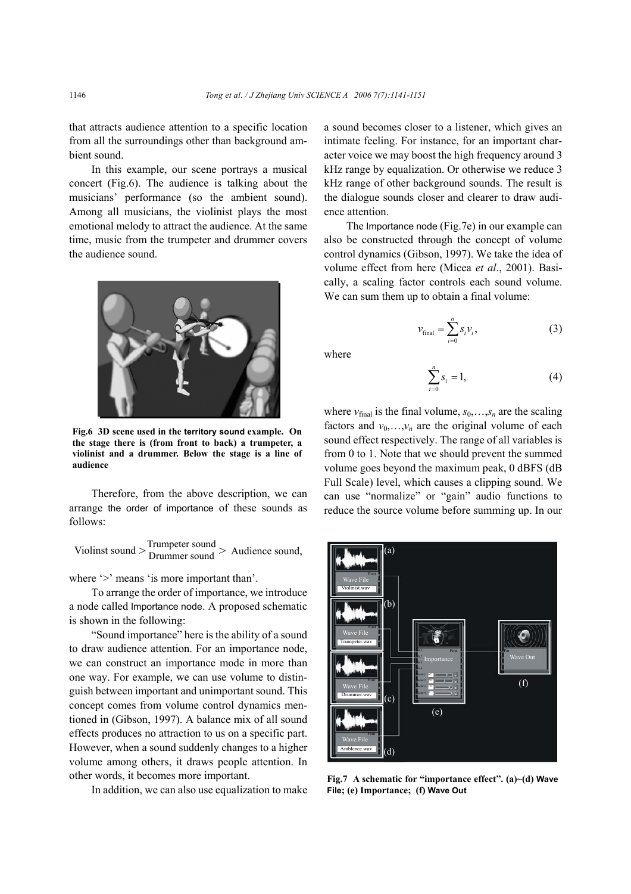that attracts audience attention to a specific location from all the surroundings other than background ambient sound.

In this example, our scene portrays a musical concert (Fig.6). The audience is talking about the musicians' performance (so the ambient sound). Among all musicians, the violinist plays the most emotional melody to attract the audience. At the same time, music from the trumpeter and drummer covers the audience sound.

**Fig.6 3D scene used in the territory sound example. On the stage there is (from front to back) a trumpeter, a violinist and a drummer. Below the stage is a line of audience**

Therefore, from the above description, we can arrange the order of importance of these sounds as follows:

$$\text{Violinst sound} > \frac{\text{Trumpeter sound}}{\text{Drummer sound}} > \text{Audience sound},$$

where '>' means 'is more important than'.

To arrange the order of importance, we introduce a node called Importance node. A proposed schematic is shown in the following:

"Sound importance" here is the ability of a sound to draw audience attention. For an importance node, we can construct an importance mode in more than one way. For example, we can use volume to distinguish between important and unimportant sound. This concept comes from volume control dynamics mentioned in (Gibson, 1997). A balance mix of all sound effects produces no attraction to us on a specific part. However, when a sound suddenly changes to a higher volume among others, it draws people attention. In other words, it becomes more important.

In addition, we can also use equalization to make a sound becomes closer to a listener, which gives an intimate feeling. For instance, for an important character voice we may boost the high frequency around 3 kHz range by equalization. Or otherwise we reduce 3 kHz range of other background sounds. The result is the dialogue sounds closer and clearer to draw audience attention.

The Importance node (Fig.7e) in our example can also be constructed through the concept of volume control dynamics (Gibson, 1997). We take the idea of volume effect from here (Micea *et al*., 2001). Basically, a scaling factor controls each sound volume. We can sum them up to obtain a final volume:

$$v_{\text{final}} = \sum_{i=0}^{n} s_i v_i, \tag{3}$$

where

$$\sum_{i=0}^{n} s_i = 1, \tag{4}$$

where $v_{\text{final}}$ is the final volume, $s_0,\ldots,s_n$ are the scaling factors and $v_0,\ldots,v_n$ are the original volume of each sound effect respectively. The range of all variables is from 0 to 1. Note that we should prevent the summed volume goes beyond the maximum peak, 0 dBFS (dB Full Scale) level, which causes a clipping sound. We can use "normalize" or "gain" audio functions to reduce the source volume before summing up. In our

**Fig.7 A schematic for "importance effect". (a)~(d) Wave File; (e) Importance; (f) Wave Out**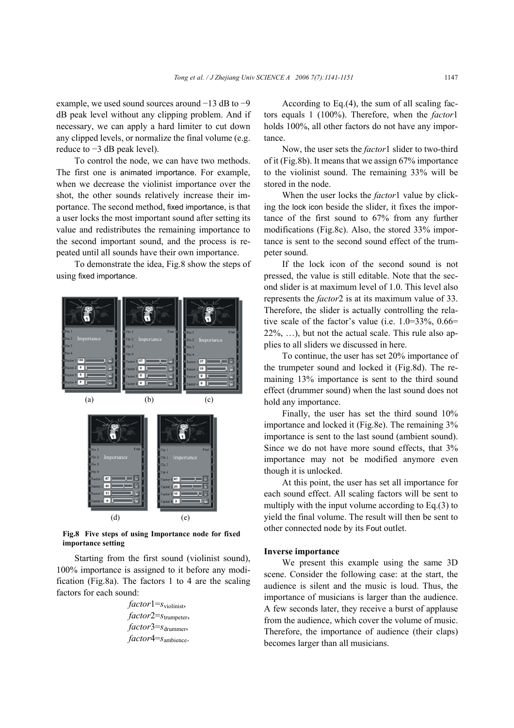example, we used sound sources around −13 dB to −9 dB peak level without any clipping problem. And if necessary, we can apply a hard limiter to cut down any clipped levels, or normalize the final volume (e.g. reduce to −3 dB peak level).

To control the node, we can have two methods. The first one is animated importance. For example, when we decrease the violinist importance over the shot, the other sounds relatively increase their importance. The second method, fixed importance, is that a user locks the most important sound after setting its value and redistributes the remaining importance to the second important sound, and the process is repeated until all sounds have their own importance.

To demonstrate the idea, Fig.8 show the steps of using fixed importance.

**Fig.8 Five steps of using Importance node for fixed importance setting**

Starting from the first sound (violinist sound), 100% importance is assigned to it before any modification (Fig.8a). The factors 1 to 4 are the scaling factors for each sound:

$$factor1=s_{\text{violinist}},$$
$$factor2=s_{\text{trumpeter}},$$
$$factor3=s_{\text{drummer}},$$
$$factor4=s_{\text{ambience}}.$$

According to Eq.(4), the sum of all scaling factors equals 1 (100%). Therefore, when the *factor*1 holds 100%, all other factors do not have any importance.

Now, the user sets the *factor*1 slider to two-third of it (Fig.8b). It means that we assign 67% importance to the violinist sound. The remaining 33% will be stored in the node.

When the user locks the *factor*1 value by clicking the lock icon beside the slider, it fixes the importance of the first sound to 67% from any further modifications (Fig.8c). Also, the stored 33% importance is sent to the second sound effect of the trumpeter sound.

If the lock icon of the second sound is not pressed, the value is still editable. Note that the second slider is at maximum level of 1.0. This level also represents the *factor*2 is at its maximum value of 33. Therefore, the slider is actually controlling the relative scale of the factor's value (i.e. 1.0=33%, 0.66=22%, …), but not the actual scale. This rule also applies to all sliders we discussed in here.

To continue, the user has set 20% importance of the trumpeter sound and locked it (Fig.8d). The remaining 13% importance is sent to the third sound effect (drummer sound) when the last sound does not hold any importance.

Finally, the user has set the third sound 10% importance and locked it (Fig.8e). The remaining 3% importance is sent to the last sound (ambient sound). Since we do not have more sound effects, that 3% importance may not be modified anymore even though it is unlocked.

At this point, the user has set all importance for each sound effect. All scaling factors will be sent to multiply with the input volume according to Eq.(3) to yield the final volume. The result will then be sent to other connected node by its Fout outlet.

### Inverse importance

We present this example using the same 3D scene. Consider the following case: at the start, the audience is silent and the music is loud. Thus, the importance of musicians is larger than the audience. A few seconds later, they receive a burst of applause from the audience, which cover the volume of music. Therefore, the importance of audience (their claps) becomes larger than all musicians.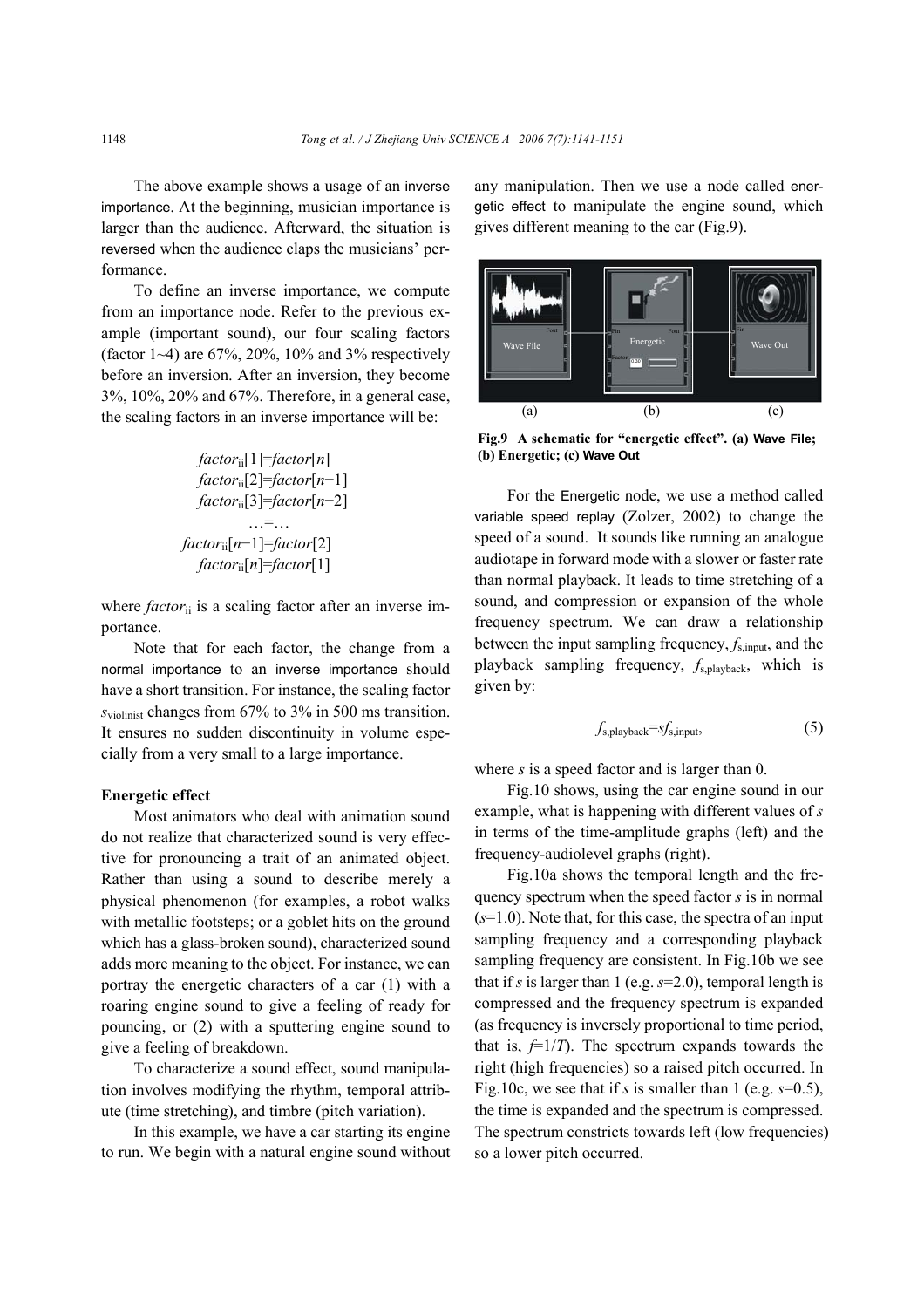The above example shows a usage of an inverse importance. At the beginning, musician importance is larger than the audience. Afterward, the situation is reversed when the audience claps the musicians' performance.

To define an inverse importance, we compute from an importance node. Refer to the previous example (important sound), our four scaling factors (factor 1~4) are 67%, 20%, 10% and 3% respectively before an inversion. After an inversion, they become 3%, 10%, 20% and 67%. Therefore, in a general case, the scaling factors in an inverse importance will be:

$$
\begin{aligned}
factor_{ii}[1] &= factor[n] \\
factor_{ii}[2] &= factor[n-1] \\
factor_{ii}[3] &= factor[n-2] \\
\ldots &= \ldots \\
factor_{ii}[n-1] &= factor[2] \\
factor_{ii}[n] &= factor[1]
\end{aligned}
$$

where $factor_{ii}$ is a scaling factor after an inverse importance.

Note that for each factor, the change from a normal importance to an inverse importance should have a short transition. For instance, the scaling factor $s_{violinist}$ changes from 67% to 3% in 500 ms transition. It ensures no sudden discontinuity in volume especially from a very small to a large importance.

**Energetic effect**

Most animators who deal with animation sound do not realize that characterized sound is very effective for pronouncing a trait of an animated object. Rather than using a sound to describe merely a physical phenomenon (for examples, a robot walks with metallic footsteps; or a goblet hits on the ground which has a glass-broken sound), characterized sound adds more meaning to the object. For instance, we can portray the energetic characters of a car (1) with a roaring engine sound to give a feeling of ready for pouncing, or (2) with a sputtering engine sound to give a feeling of breakdown.

To characterize a sound effect, sound manipulation involves modifying the rhythm, temporal attribute (time stretching), and timbre (pitch variation).

In this example, we have a car starting its engine to run. We begin with a natural engine sound without any manipulation. Then we use a node called energetic effect to manipulate the engine sound, which gives different meaning to the car (Fig.9).

**Fig.9 A schematic for "energetic effect". (a) Wave File; (b) Energetic; (c) Wave Out**

For the Energetic node, we use a method called variable speed replay (Zolzer, 2002) to change the speed of a sound. It sounds like running an analogue audiotape in forward mode with a slower or faster rate than normal playback. It leads to time stretching of a sound, and compression or expansion of the whole frequency spectrum. We can draw a relationship between the input sampling frequency, $f_{s,input}$, and the playback sampling frequency, $f_{s,playback}$, which is given by:

$$f_{s,playback}=sf_{s,input}, \tag{5}$$

where $s$ is a speed factor and is larger than 0.

Fig.10 shows, using the car engine sound in our example, what is happening with different values of $s$ in terms of the time-amplitude graphs (left) and the frequency-audiolevel graphs (right).

Fig.10a shows the temporal length and the frequency spectrum when the speed factor $s$ is in normal ($s$=1.0). Note that, for this case, the spectra of an input sampling frequency and a corresponding playback sampling frequency are consistent. In Fig.10b we see that if $s$ is larger than 1 (e.g. $s$=2.0), temporal length is compressed and the frequency spectrum is expanded (as frequency is inversely proportional to time period, that is, $f=1/T$). The spectrum expands towards the right (high frequencies) so a raised pitch occurred. In Fig.10c, we see that if $s$ is smaller than 1 (e.g. $s$=0.5), the time is expanded and the spectrum is compressed. The spectrum constricts towards left (low frequencies) so a lower pitch occurred.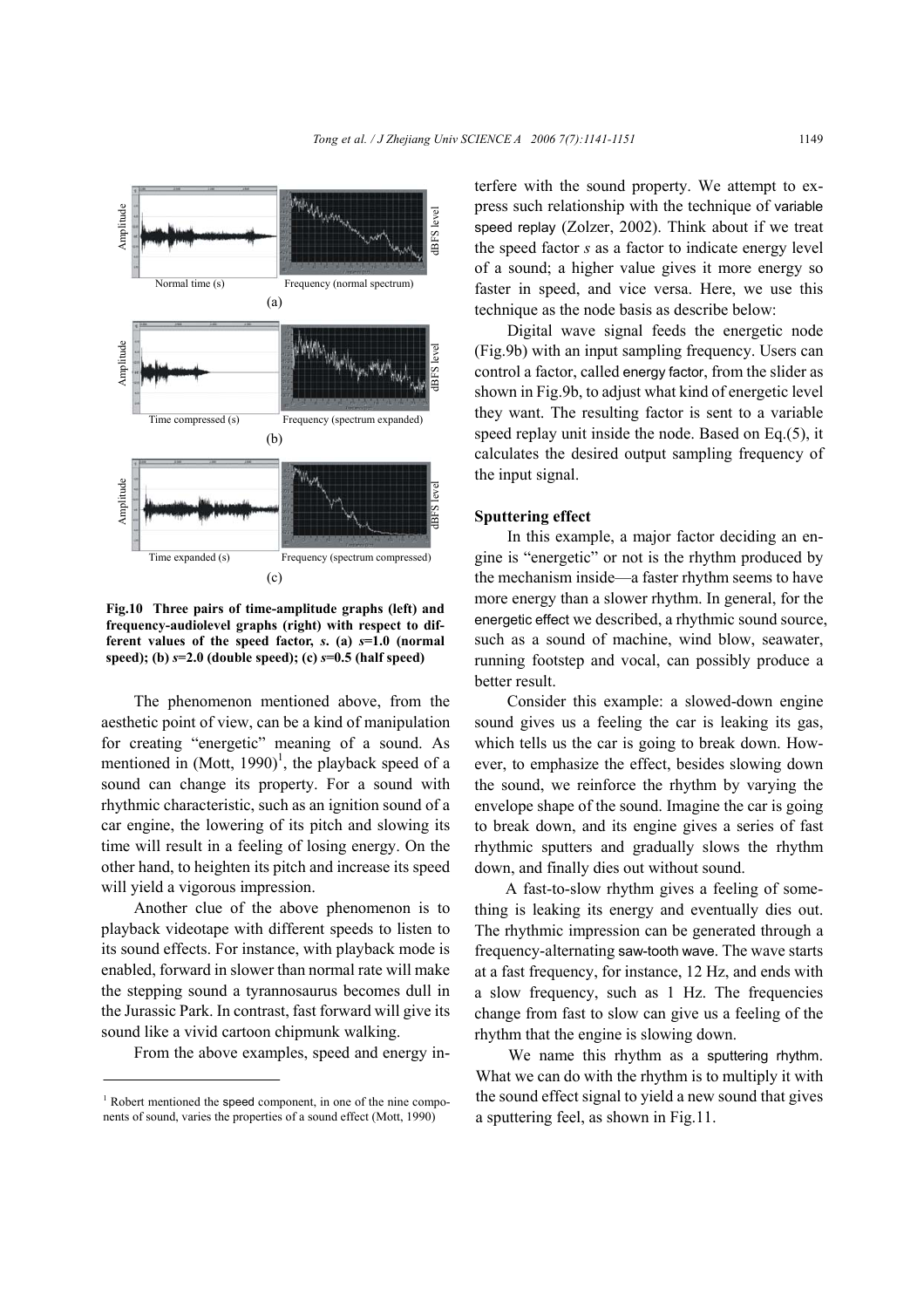Amplitude

Normal time (s)

Frequency (normal spectrum)

dBFS level

(a)

Amplitude

Time compressed (s)

Frequency (spectrum expanded)

dBFS level

(b)

Amplitude

Time expanded (s)

Frequency (spectrum compressed)

dBFS level

(c)

**Fig.10 Three pairs of time-amplitude graphs (left) and frequency-audiolevel graphs (right) with respect to different values of the speed factor, *s*. (a) *s*=1.0 (normal speed); (b) *s*=2.0 (double speed); (c) *s*=0.5 (half speed)**

The phenomenon mentioned above, from the aesthetic point of view, can be a kind of manipulation for creating "energetic" meaning of a sound. As mentioned in (Mott, 1990)[1], the playback speed of a sound can change its property. For a sound with rhythmic characteristic, such as an ignition sound of a car engine, the lowering of its pitch and slowing its time will result in a feeling of losing energy. On the other hand, to heighten its pitch and increase its speed will yield a vigorous impression.

Another clue of the above phenomenon is to playback videotape with different speeds to listen to its sound effects. For instance, with playback mode is enabled, forward in slower than normal rate will make the stepping sound a tyrannosaurus becomes dull in the Jurassic Park. In contrast, fast forward will give its sound like a vivid cartoon chipmunk walking.

From the above examples, speed and energy interfere with the sound property. We attempt to express such relationship with the technique of variable speed replay (Zolzer, 2002). Think about if we treat the speed factor $s$ as a factor to indicate energy level of a sound; a higher value gives it more energy so faster in speed, and vice versa. Here, we use this technique as the node basis as describe below:

Digital wave signal feeds the energetic node (Fig.9b) with an input sampling frequency. Users can control a factor, called energy factor, from the slider as shown in Fig.9b, to adjust what kind of energetic level they want. The resulting factor is sent to a variable speed replay unit inside the node. Based on Eq.(5), it calculates the desired output sampling frequency of the input signal.

### Sputtering effect

In this example, a major factor deciding an engine is "energetic" or not is the rhythm produced by the mechanism inside—a faster rhythm seems to have more energy than a slower rhythm. In general, for the energetic effect we described, a rhythmic sound source, such as a sound of machine, wind blow, seawater, running footstep and vocal, can possibly produce a better result.

Consider this example: a slowed-down engine sound gives us a feeling the car is leaking its gas, which tells us the car is going to break down. However, to emphasize the effect, besides slowing down the sound, we reinforce the rhythm by varying the envelope shape of the sound. Imagine the car is going to break down, and its engine gives a series of fast rhythmic sputters and gradually slows the rhythm down, and finally dies out without sound.

A fast-to-slow rhythm gives a feeling of something is leaking its energy and eventually dies out. The rhythmic impression can be generated through a frequency-alternating saw-tooth wave. The wave starts at a fast frequency, for instance, 12 Hz, and ends with a slow frequency, such as 1 Hz. The frequencies change from fast to slow can give us a feeling of the rhythm that the engine is slowing down.

We name this rhythm as a sputtering rhythm. What we can do with the rhythm is to multiply it with the sound effect signal to yield a new sound that gives a sputtering feel, as shown in Fig.11.

---

[1] Robert mentioned the speed component, in one of the nine components of sound, varies the properties of a sound effect (Mott, 1990)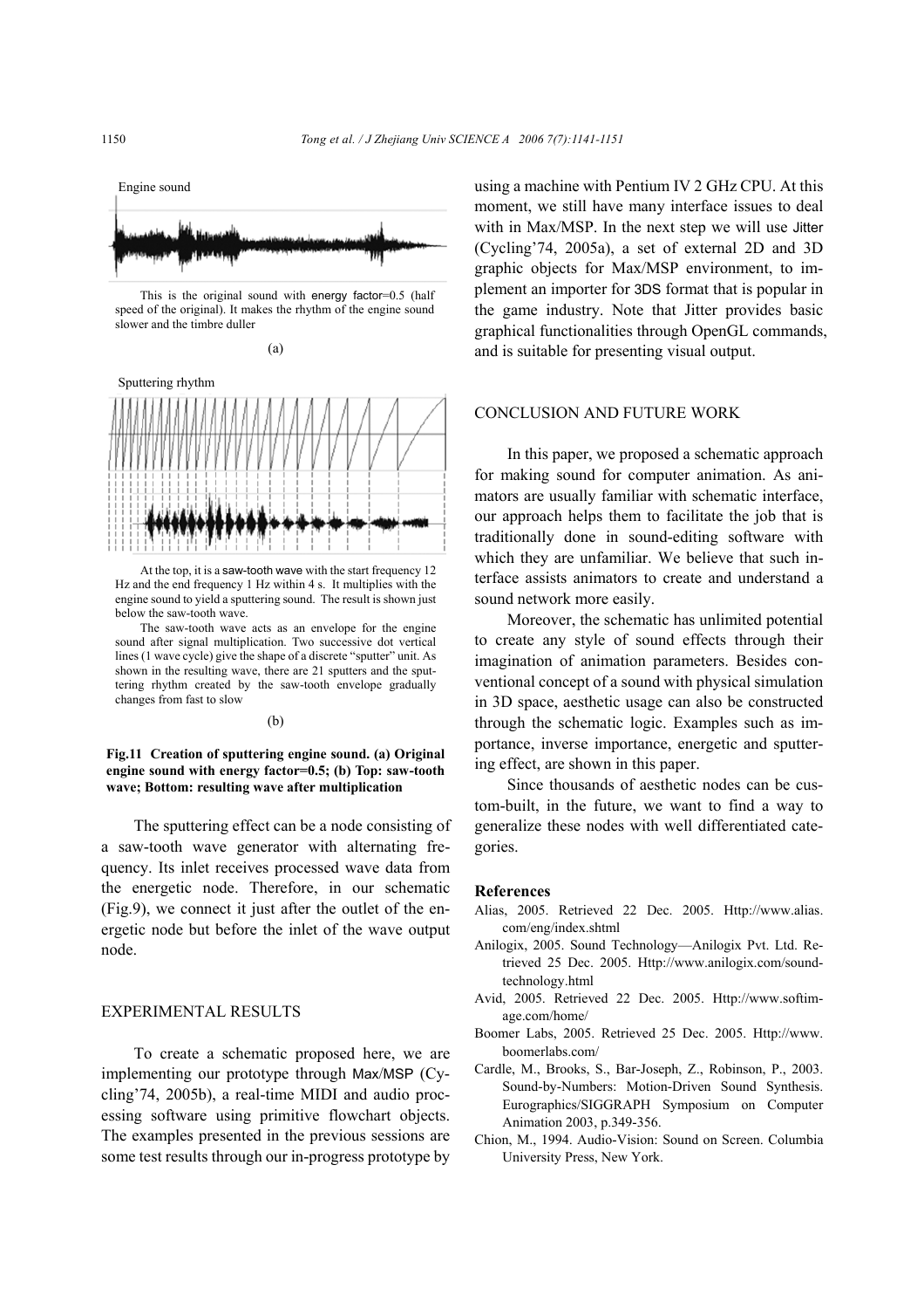Engine sound

This is the original sound with energy factor=0.5 (half speed of the original). It makes the rhythm of the engine sound slower and the timbre duller

(a)

Sputtering rhythm

At the top, it is a saw-tooth wave with the start frequency 12 Hz and the end frequency 1 Hz within 4 s. It multiplies with the engine sound to yield a sputtering sound. The result is shown just below the saw-tooth wave.

The saw-tooth wave acts as an envelope for the engine sound after signal multiplication. Two successive dot vertical lines (1 wave cycle) give the shape of a discrete "sputter" unit. As shown in the resulting wave, there are 21 sputters and the sputtering rhythm created by the saw-tooth envelope gradually changes from fast to slow

(b)

**Fig.11 Creation of sputtering engine sound. (a) Original engine sound with energy factor=0.5; (b) Top: saw-tooth wave; Bottom: resulting wave after multiplication**

The sputtering effect can be a node consisting of a saw-tooth wave generator with alternating frequency. Its inlet receives processed wave data from the energetic node. Therefore, in our schematic (Fig.9), we connect it just after the outlet of the energetic node but before the inlet of the wave output node.

## EXPERIMENTAL RESULTS

To create a schematic proposed here, we are implementing our prototype through Max/MSP (Cycling'74, 2005b), a real-time MIDI and audio processing software using primitive flowchart objects. The examples presented in the previous sessions are some test results through our in-progress prototype by using a machine with Pentium IV 2 GHz CPU. At this moment, we still have many interface issues to deal with in Max/MSP. In the next step we will use Jitter (Cycling'74, 2005a), a set of external 2D and 3D graphic objects for Max/MSP environment, to implement an importer for 3DS format that is popular in the game industry. Note that Jitter provides basic graphical functionalities through OpenGL commands, and is suitable for presenting visual output.

## CONCLUSION AND FUTURE WORK

In this paper, we proposed a schematic approach for making sound for computer animation. As animators are usually familiar with schematic interface, our approach helps them to facilitate the job that is traditionally done in sound-editing software with which they are unfamiliar. We believe that such interface assists animators to create and understand a sound network more easily.

Moreover, the schematic has unlimited potential to create any style of sound effects through their imagination of animation parameters. Besides conventional concept of a sound with physical simulation in 3D space, aesthetic usage can also be constructed through the schematic logic. Examples such as importance, inverse importance, energetic and sputtering effect, are shown in this paper.

Since thousands of aesthetic nodes can be custom-built, in the future, we want to find a way to generalize these nodes with well differentiated categories.

## References

Alias, 2005. Retrieved 22 Dec. 2005. Http://www.alias.com/eng/index.shtml

Anilogix, 2005. Sound Technology—Anilogix Pvt. Ltd. Retrieved 25 Dec. 2005. Http://www.anilogix.com/sound-technology.html

Avid, 2005. Retrieved 22 Dec. 2005. Http://www.softimage.com/home/

Boomer Labs, 2005. Retrieved 25 Dec. 2005. Http://www.boomerlabs.com/

Cardle, M., Brooks, S., Bar-Joseph, Z., Robinson, P., 2003. Sound-by-Numbers: Motion-Driven Sound Synthesis. Eurographics/SIGGRAPH Symposium on Computer Animation 2003, p.349-356.

Chion, M., 1994. Audio-Vision: Sound on Screen. Columbia University Press, New York.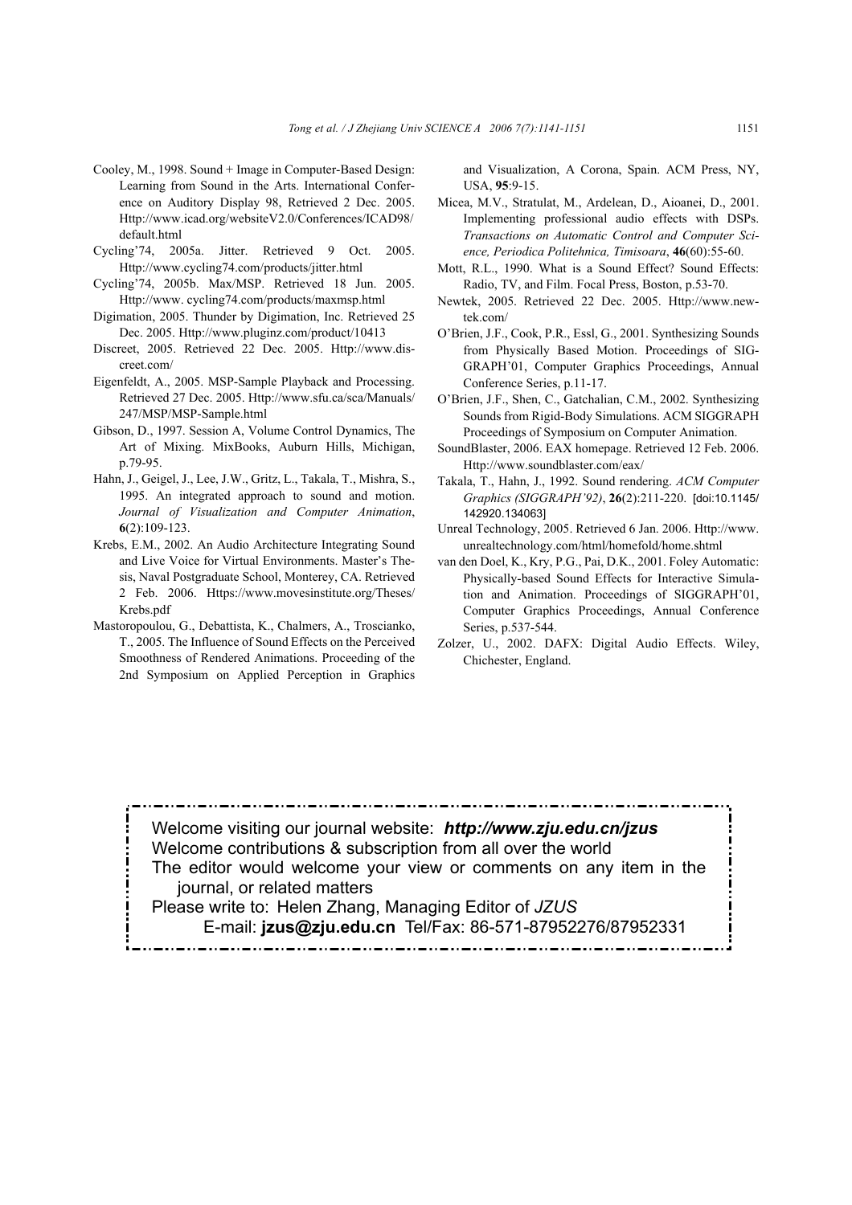Cooley, M., 1998. Sound + Image in Computer-Based Design: Learning from Sound in the Arts. International Conference on Auditory Display 98, Retrieved 2 Dec. 2005. Http://www.icad.org/websiteV2.0/Conferences/ICAD98/default.html

Cycling'74, 2005a. Jitter. Retrieved 9 Oct. 2005. Http://www.cycling74.com/products/jitter.html

Cycling'74, 2005b. Max/MSP. Retrieved 18 Jun. 2005. Http://www. cycling74.com/products/maxmsp.html

Digimation, 2005. Thunder by Digimation, Inc. Retrieved 25 Dec. 2005. Http://www.pluginz.com/product/10413

Discreet, 2005. Retrieved 22 Dec. 2005. Http://www.discreet.com/

Eigenfeldt, A., 2005. MSP-Sample Playback and Processing. Retrieved 27 Dec. 2005. Http://www.sfu.ca/sca/Manuals/247/MSP/MSP-Sample.html

Gibson, D., 1997. Session A, Volume Control Dynamics, The Art of Mixing. MixBooks, Auburn Hills, Michigan, p.79-95.

Hahn, J., Geigel, J., Lee, J.W., Gritz, L., Takala, T., Mishra, S., 1995. An integrated approach to sound and motion. *Journal of Visualization and Computer Animation*, **6**(2):109-123.

Krebs, E.M., 2002. An Audio Architecture Integrating Sound and Live Voice for Virtual Environments. Master's Thesis, Naval Postgraduate School, Monterey, CA. Retrieved 2 Feb. 2006. Https://www.movesinstitute.org/Theses/Krebs.pdf

Mastoropoulou, G., Debattista, K., Chalmers, A., Troscianko, T., 2005. The Influence of Sound Effects on the Perceived Smoothness of Rendered Animations. Proceeding of the 2nd Symposium on Applied Perception in Graphics and Visualization, A Corona, Spain. ACM Press, NY, USA, **95**:9-15.

Micea, M.V., Stratulat, M., Ardelean, D., Aioanei, D., 2001. Implementing professional audio effects with DSPs. *Transactions on Automatic Control and Computer Science, Periodica Politehnica, Timisoara*, **46**(60):55-60.

Mott, R.L., 1990. What is a Sound Effect? Sound Effects: Radio, TV, and Film. Focal Press, Boston, p.53-70.

Newtek, 2005. Retrieved 22 Dec. 2005. Http://www.newtek.com/

O'Brien, J.F., Cook, P.R., Essl, G., 2001. Synthesizing Sounds from Physically Based Motion. Proceedings of SIGGRAPH'01, Computer Graphics Proceedings, Annual Conference Series, p.11-17.

O'Brien, J.F., Shen, C., Gatchalian, C.M., 2002. Synthesizing Sounds from Rigid-Body Simulations. ACM SIGGRAPH Proceedings of Symposium on Computer Animation.

SoundBlaster, 2006. EAX homepage. Retrieved 12 Feb. 2006. Http://www.soundblaster.com/eax/

Takala, T., Hahn, J., 1992. Sound rendering. *ACM Computer Graphics (SIGGRAPH'92)*, **26**(2):211-220. [doi:10.1145/142920.134063]

Unreal Technology, 2005. Retrieved 6 Jan. 2006. Http://www.unrealtechnology.com/html/homefold/home.shtml

van den Doel, K., Kry, P.G., Pai, D.K., 2001. Foley Automatic: Physically-based Sound Effects for Interactive Simulation and Animation. Proceedings of SIGGRAPH'01, Computer Graphics Proceedings, Annual Conference Series, p.537-544.

Zolzer, U., 2002. DAFX: Digital Audio Effects. Wiley, Chichester, England.

Welcome visiting our journal website: ***http://www.zju.edu.cn/jzus***
Welcome contributions & subscription from all over the world
The editor would welcome your view or comments on any item in the journal, or related matters
Please write to: Helen Zhang, Managing Editor of *JZUS*
E-mail: **jzus@zju.edu.cn** Tel/Fax: 86-571-87952276/87952331